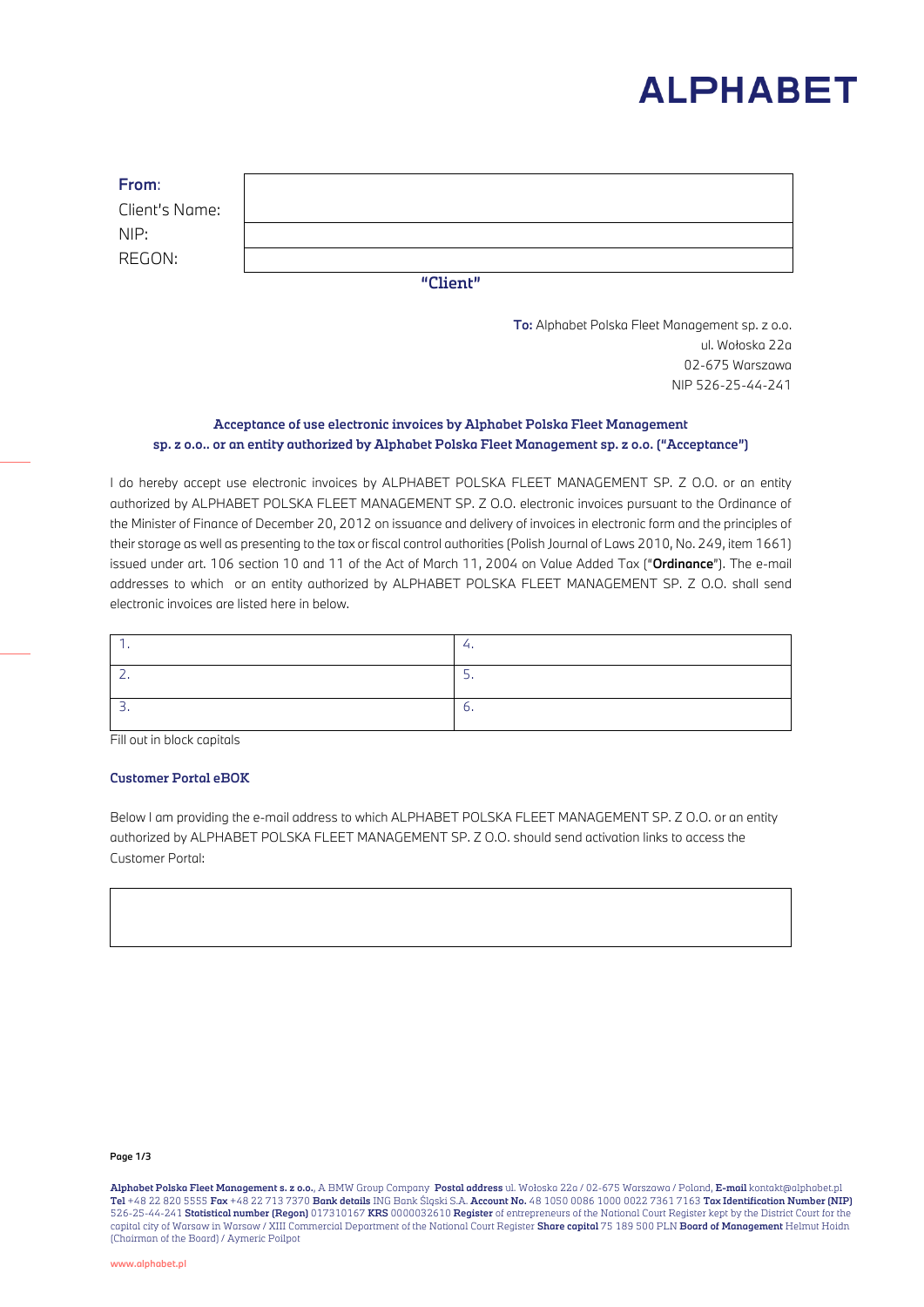# ALPHABET

| **From:** | |
|---|---|
| Client's Name: | |
| NIP: | |
| REGON: | |

"Client"

**To:** Alphabet Polska Fleet Management sp. z o.o.
ul. Wołoska 22a
02-675 Warszawa
NIP 526-25-44-241

### Acceptance of use electronic invoices by Alphabet Polska Fleet Management sp. z o.o.. or an entity authorized by Alphabet Polska Fleet Management sp. z o.o. ("Acceptance")

I do hereby accept use electronic invoices by ALPHABET POLSKA FLEET MANAGEMENT SP. Z O.O. or an entity authorized by ALPHABET POLSKA FLEET MANAGEMENT SP. Z O.O. electronic invoices pursuant to the Ordinance of the Minister of Finance of December 20, 2012 on issuance and delivery of invoices in electronic form and the principles of their storage as well as presenting to the tax or fiscal control authorities (Polish Journal of Laws 2010, No. 249, item 1661) issued under art. 106 section 10 and 11 of the Act of March 11, 2004 on Value Added Tax ("**Ordinance**"). The e-mail addresses to which or an entity authorized by ALPHABET POLSKA FLEET MANAGEMENT SP. Z O.O. shall send electronic invoices are listed here in below.

| | |
|---|---|
| 1. | 4. |
| 2. | 5. |
| 3. | 6. |

Fill out in block capitals

#### Customer Portal eBOK

Below I am providing the e-mail address to which ALPHABET POLSKA FLEET MANAGEMENT SP. Z O.O. or an entity authorized by ALPHABET POLSKA FLEET MANAGEMENT SP. Z O.O. should send activation links to access the Customer Portal:

| |
|---|
| |

**Alphabet Polska Fleet Management s. z o.o.**, A BMW Group Company **Postal address** ul. Wołoska 22a / 02-675 Warszawa / Poland, **E-mail** kontakt@alphabet.pl **Tel** +48 22 820 5555 **Fax** +48 22 713 7370 **Bank details** ING Bank Śląski S.A. **Account No.** 48 1050 0086 1000 0022 7361 7163 **Tax Identification Number (NIP)** 526-25-44-241 **Statistical number (Regon)** 017310167 **KRS** 0000032610 **Register** of entrepreneurs of the National Court Register kept by the District Court for the capital city of Warsaw in Warsaw / XIII Commercial Department of the National Court Register **Share capital** 75 189 500 PLN **Board of Management** Helmut Hoidn (Chairman of the Board) / Aymeric Poilpot

www.alphabet.pl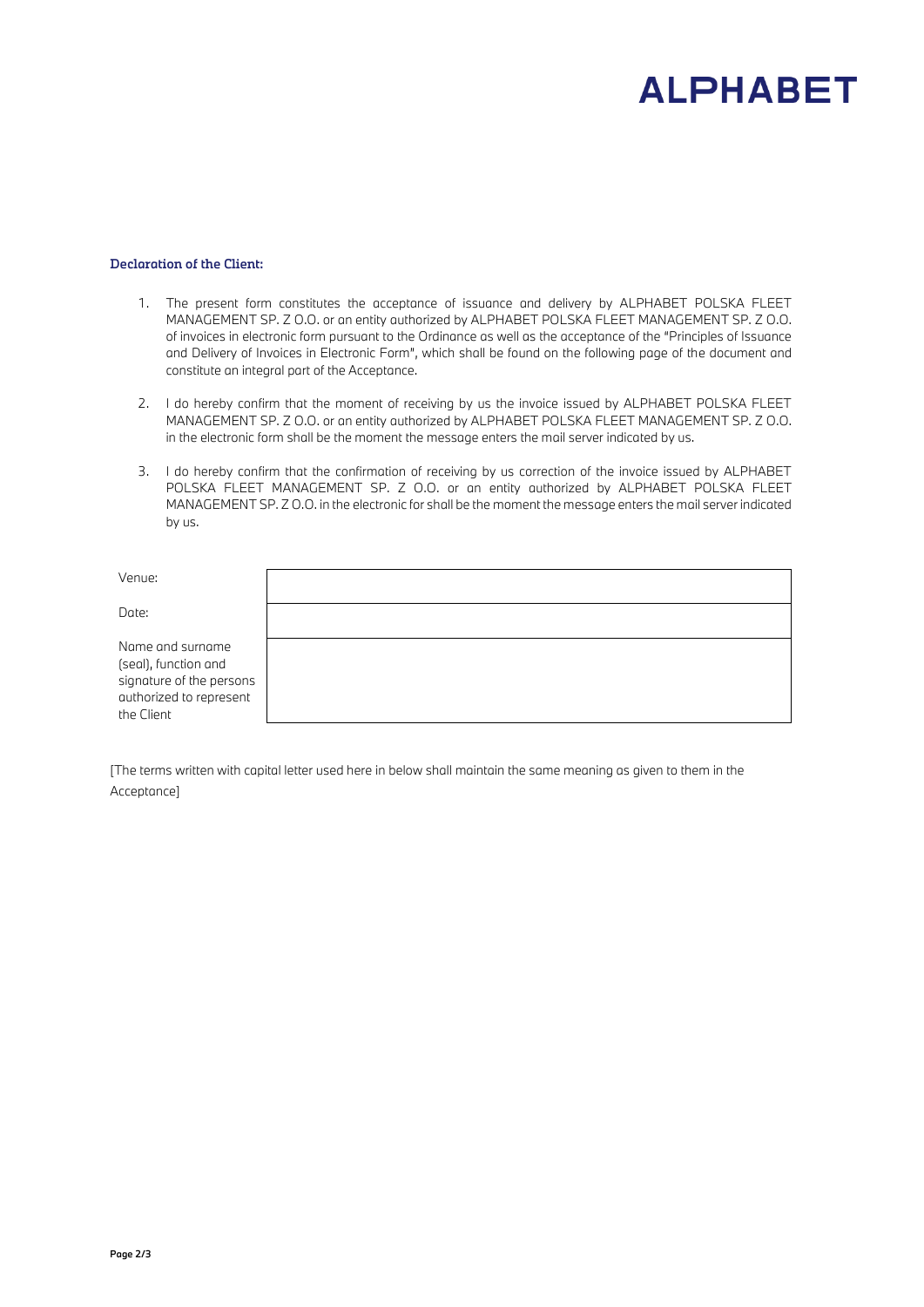**ALPHABET**

### Declaration of the Client:

1. The present form constitutes the acceptance of issuance and delivery by ALPHABET POLSKA FLEET MANAGEMENT SP. Z O.O. or an entity authorized by ALPHABET POLSKA FLEET MANAGEMENT SP. Z O.O. of invoices in electronic form pursuant to the Ordinance as well as the acceptance of the "Principles of Issuance and Delivery of Invoices in Electronic Form", which shall be found on the following page of the document and constitute an integral part of the Acceptance.

2. I do hereby confirm that the moment of receiving by us the invoice issued by ALPHABET POLSKA FLEET MANAGEMENT SP. Z O.O. or an entity authorized by ALPHABET POLSKA FLEET MANAGEMENT SP. Z O.O. in the electronic form shall be the moment the message enters the mail server indicated by us.

3. I do hereby confirm that the confirmation of receiving by us correction of the invoice issued by ALPHABET POLSKA FLEET MANAGEMENT SP. Z O.O. or an entity authorized by ALPHABET POLSKA FLEET MANAGEMENT SP. Z O.O. in the electronic for shall be the moment the message enters the mail server indicated by us.

| | |
|---|---|
| Venue: | |
| Date: | |
| Name and surname (seal), function and signature of the persons authorized to represent the Client | |

[The terms written with capital letter used here in below shall maintain the same meaning as given to them in the Acceptance]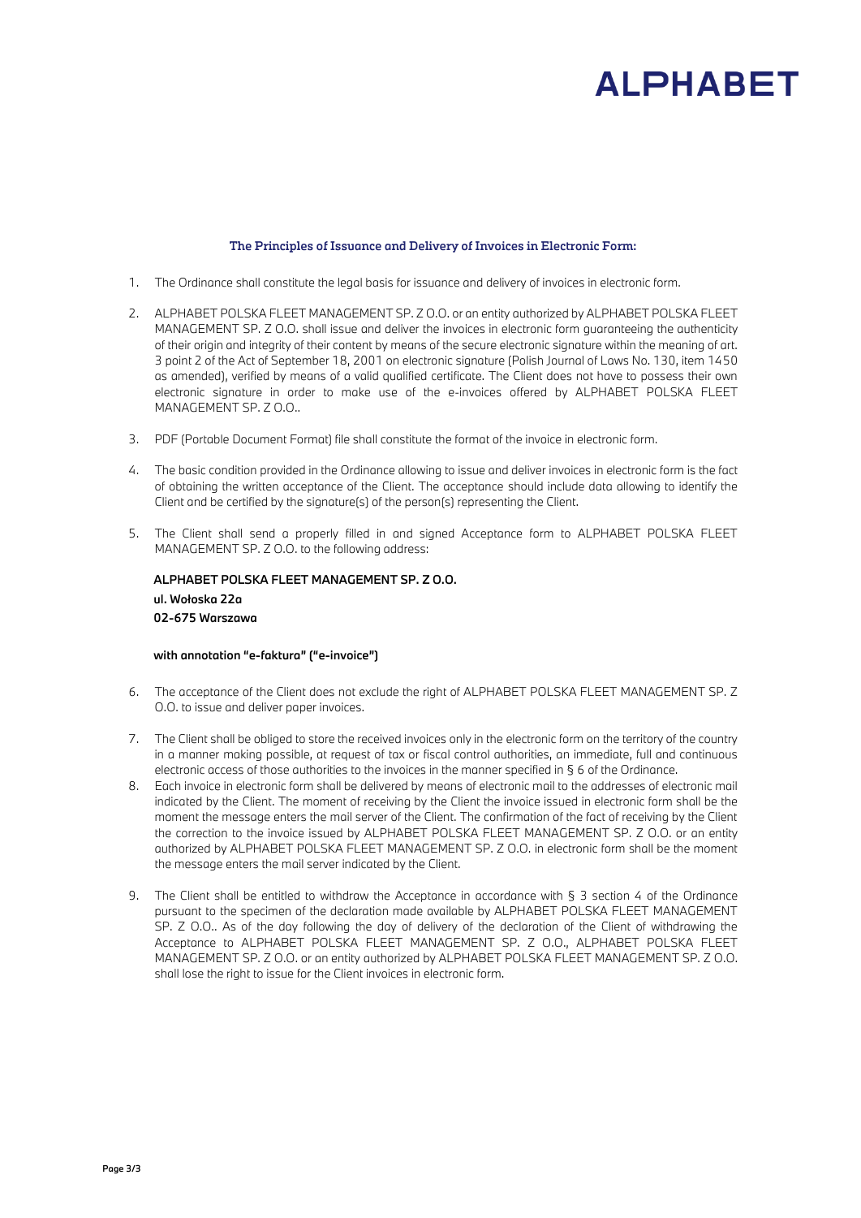# ALPHABET

## The Principles of Issuance and Delivery of Invoices in Electronic Form:

1. The Ordinance shall constitute the legal basis for issuance and delivery of invoices in electronic form.

2. ALPHABET POLSKA FLEET MANAGEMENT SP. Z O.O. or an entity authorized by ALPHABET POLSKA FLEET MANAGEMENT SP. Z O.O. shall issue and deliver the invoices in electronic form guaranteeing the authenticity of their origin and integrity of their content by means of the secure electronic signature within the meaning of art. 3 point 2 of the Act of September 18, 2001 on electronic signature (Polish Journal of Laws No. 130, item 1450 as amended), verified by means of a valid qualified certificate. The Client does not have to possess their own electronic signature in order to make use of the e-invoices offered by ALPHABET POLSKA FLEET MANAGEMENT SP. Z O.O..

3. PDF (Portable Document Format) file shall constitute the format of the invoice in electronic form.

4. The basic condition provided in the Ordinance allowing to issue and deliver invoices in electronic form is the fact of obtaining the written acceptance of the Client. The acceptance should include data allowing to identify the Client and be certified by the signature(s) of the person(s) representing the Client.

5. The Client shall send a properly filled in and signed Acceptance form to ALPHABET POLSKA FLEET MANAGEMENT SP. Z O.O. to the following address:

   **ALPHABET POLSKA FLEET MANAGEMENT SP. Z O.O.**
   **ul. Wołoska 22a**
   **02-675 Warszawa**

   **with annotation "e-faktura" ("e-invoice")**

6. The acceptance of the Client does not exclude the right of ALPHABET POLSKA FLEET MANAGEMENT SP. Z O.O. to issue and deliver paper invoices.

7. The Client shall be obliged to store the received invoices only in the electronic form on the territory of the country in a manner making possible, at request of tax or fiscal control authorities, an immediate, full and continuous electronic access of those authorities to the invoices in the manner specified in § 6 of the Ordinance.

8. Each invoice in electronic form shall be delivered by means of electronic mail to the addresses of electronic mail indicated by the Client. The moment of receiving by the Client the invoice issued in electronic form shall be the moment the message enters the mail server of the Client. The confirmation of the fact of receiving by the Client the correction to the invoice issued by ALPHABET POLSKA FLEET MANAGEMENT SP. Z O.O. or an entity authorized by ALPHABET POLSKA FLEET MANAGEMENT SP. Z O.O. in electronic form shall be the moment the message enters the mail server indicated by the Client.

9. The Client shall be entitled to withdraw the Acceptance in accordance with § 3 section 4 of the Ordinance pursuant to the specimen of the declaration made available by ALPHABET POLSKA FLEET MANAGEMENT SP. Z O.O.. As of the day following the day of delivery of the declaration of the Client of withdrawing the Acceptance to ALPHABET POLSKA FLEET MANAGEMENT SP. Z O.O., ALPHABET POLSKA FLEET MANAGEMENT SP. Z O.O. or an entity authorized by ALPHABET POLSKA FLEET MANAGEMENT SP. Z O.O. shall lose the right to issue for the Client invoices in electronic form.